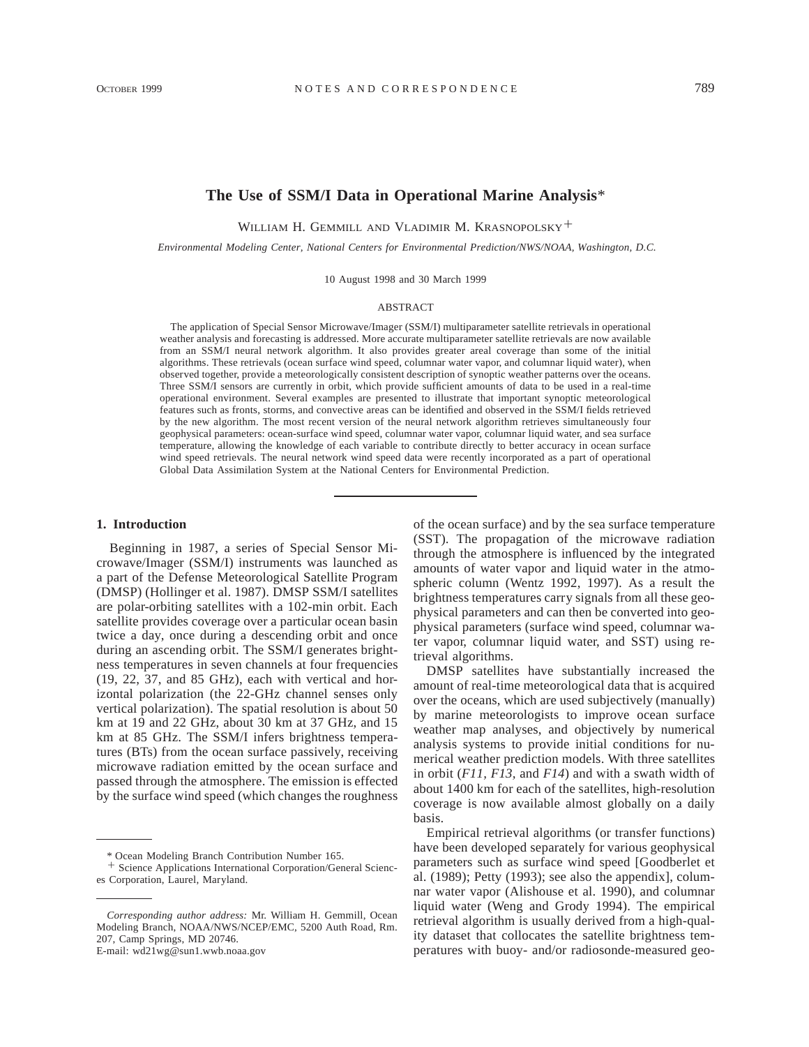# The Use of SSM/I Data in Operational Marine Analysis*

WILLIAM H. GEMMILL AND VLADIMIR M. KRASNOPOLSKY+

*Environmental Modeling Center, National Centers for Environmental Prediction/NWS/NOAA, Washington, D.C.*

10 August 1998 and 30 March 1999

## ABSTRACT

The application of Special Sensor Microwave/Imager (SSM/I) multiparameter satellite retrievals in operational weather analysis and forecasting is addressed. More accurate multiparameter satellite retrievals are now available from an SSM/I neural network algorithm. It also provides greater areal coverage than some of the initial algorithms. These retrievals (ocean surface wind speed, columnar water vapor, and columnar liquid water), when observed together, provide a meteorologically consistent description of synoptic weather patterns over the oceans. Three SSM/I sensors are currently in orbit, which provide sufficient amounts of data to be used in a real-time operational environment. Several examples are presented to illustrate that important synoptic meteorological features such as fronts, storms, and convective areas can be identified and observed in the SSM/I fields retrieved by the new algorithm. The most recent version of the neural network algorithm retrieves simultaneously four geophysical parameters: ocean-surface wind speed, columnar water vapor, columnar liquid water, and sea surface temperature, allowing the knowledge of each variable to contribute directly to better accuracy in ocean surface wind speed retrievals. The neural network wind speed data were recently incorporated as a part of operational Global Data Assimilation System at the National Centers for Environmental Prediction.

## 1. Introduction

Beginning in 1987, a series of Special Sensor Microwave/Imager (SSM/I) instruments was launched as a part of the Defense Meteorological Satellite Program (DMSP) (Hollinger et al. 1987). DMSP SSM/I satellites are polar-orbiting satellites with a 102-min orbit. Each satellite provides coverage over a particular ocean basin twice a day, once during a descending orbit and once during an ascending orbit. The SSM/I generates brightness temperatures in seven channels at four frequencies (19, 22, 37, and 85 GHz), each with vertical and horizontal polarization (the 22-GHz channel senses only vertical polarization). The spatial resolution is about 50 km at 19 and 22 GHz, about 30 km at 37 GHz, and 15 km at 85 GHz. The SSM/I infers brightness temperatures (BTs) from the ocean surface passively, receiving microwave radiation emitted by the ocean surface and passed through the atmosphere. The emission is effected by the surface wind speed (which changes the roughness of the ocean surface) and by the sea surface temperature (SST). The propagation of the microwave radiation through the atmosphere is influenced by the integrated amounts of water vapor and liquid water in the atmospheric column (Wentz 1992, 1997). As a result the brightness temperatures carry signals from all these geophysical parameters and can then be converted into geophysical parameters (surface wind speed, columnar water vapor, columnar liquid water, and SST) using retrieval algorithms.

DMSP satellites have substantially increased the amount of real-time meteorological data that is acquired over the oceans, which are used subjectively (manually) by marine meteorologists to improve ocean surface weather map analyses, and objectively by numerical analysis systems to provide initial conditions for numerical weather prediction models. With three satellites in orbit (*F11*, *F13*, and *F14*) and with a swath width of about 1400 km for each of the satellites, high-resolution coverage is now available almost globally on a daily basis.

Empirical retrieval algorithms (or transfer functions) have been developed separately for various geophysical parameters such as surface wind speed [Goodberlet et al. (1989); Petty (1993); see also the appendix], columnar water vapor (Alishouse et al. 1990), and columnar liquid water (Weng and Grody 1994). The empirical retrieval algorithm is usually derived from a high-quality dataset that collocates the satellite brightness temperatures with buoy- and/or radiosonde-measured geo-

---

\* Ocean Modeling Branch Contribution Number 165.

\+ Science Applications International Corporation/General Sciences Corporation, Laurel, Maryland.

---

*Corresponding author address:* Mr. William H. Gemmill, Ocean Modeling Branch, NOAA/NWS/NCEP/EMC, 5200 Auth Road, Rm. 207, Camp Springs, MD 20746.
E-mail: wd21wg@sun1.wwb.noaa.gov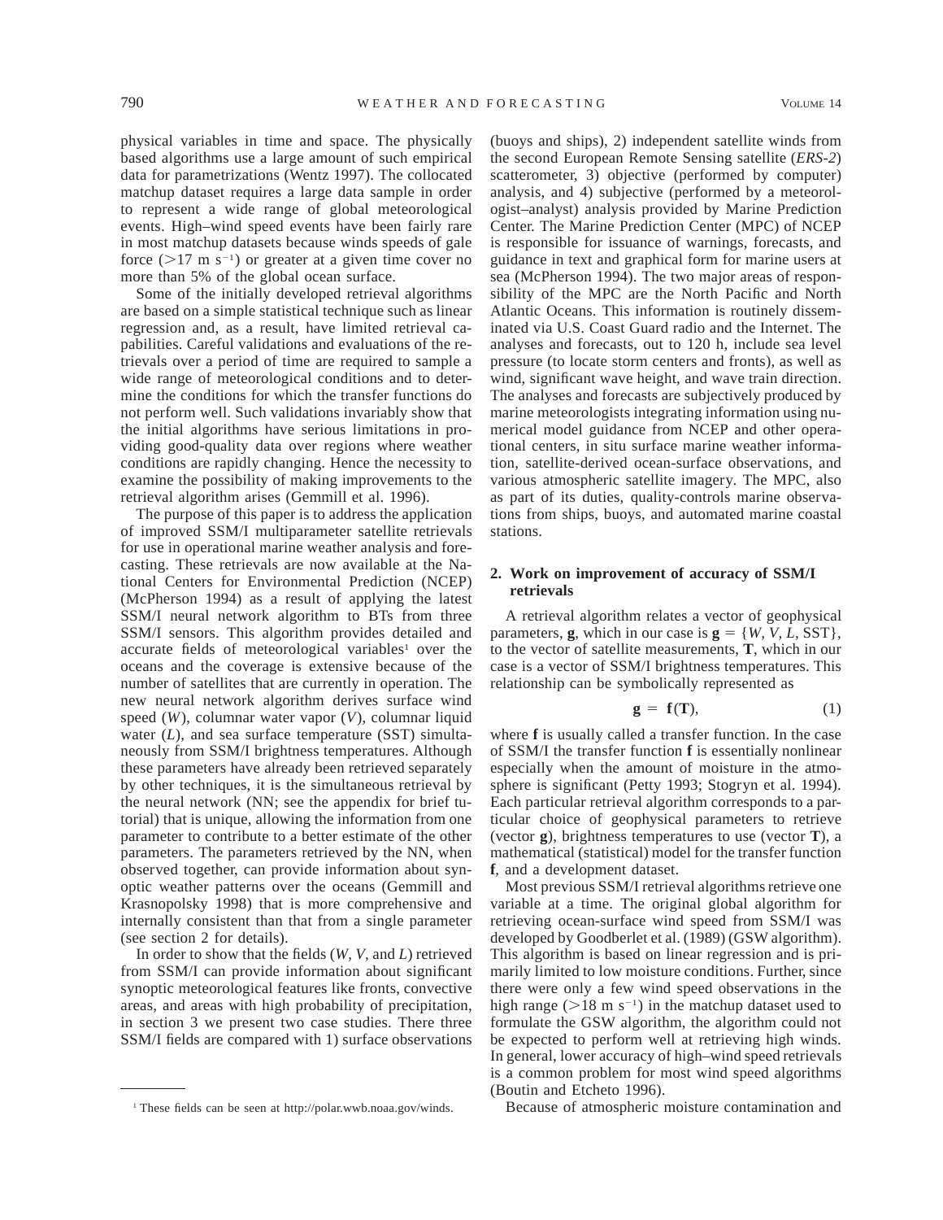physical variables in time and space. The physically based algorithms use a large amount of such empirical data for parametrizations (Wentz 1997). The collocated matchup dataset requires a large data sample in order to represent a wide range of global meteorological events. High–wind speed events have been fairly rare in most matchup datasets because winds speeds of gale force ($>17$ m s$^{-1}$) or greater at a given time cover no more than 5% of the global ocean surface.

Some of the initially developed retrieval algorithms are based on a simple statistical technique such as linear regression and, as a result, have limited retrieval capabilities. Careful validations and evaluations of the retrievals over a period of time are required to sample a wide range of meteorological conditions and to determine the conditions for which the transfer functions do not perform well. Such validations invariably show that the initial algorithms have serious limitations in providing good-quality data over regions where weather conditions are rapidly changing. Hence the necessity to examine the possibility of making improvements to the retrieval algorithm arises (Gemmill et al. 1996).

The purpose of this paper is to address the application of improved SSM/I multiparameter satellite retrievals for use in operational marine weather analysis and forecasting. These retrievals are now available at the National Centers for Environmental Prediction (NCEP) (McPherson 1994) as a result of applying the latest SSM/I neural network algorithm to BTs from three SSM/I sensors. This algorithm provides detailed and accurate fields of meteorological variables[1] over the oceans and the coverage is extensive because of the number of satellites that are currently in operation. The new neural network algorithm derives surface wind speed ($W$), columnar water vapor ($V$), columnar liquid water ($L$), and sea surface temperature (SST) simultaneously from SSM/I brightness temperatures. Although these parameters have already been retrieved separately by other techniques, it is the simultaneous retrieval by the neural network (NN; see the appendix for brief tutorial) that is unique, allowing the information from one parameter to contribute to a better estimate of the other parameters. The parameters retrieved by the NN, when observed together, can provide information about synoptic weather patterns over the oceans (Gemmill and Krasnopolsky 1998) that is more comprehensive and internally consistent than that from a single parameter (see section 2 for details).

In order to show that the fields ($W$, $V$, and $L$) retrieved from SSM/I can provide information about significant synoptic meteorological features like fronts, convective areas, and areas with high probability of precipitation, in section 3 we present two case studies. There three SSM/I fields are compared with 1) surface observations (buoys and ships), 2) independent satellite winds from the second European Remote Sensing satellite (*ERS-2*) scatterometer, 3) objective (performed by computer) analysis, and 4) subjective (performed by a meteorologist–analyst) analysis provided by Marine Prediction Center. The Marine Prediction Center (MPC) of NCEP is responsible for issuance of warnings, forecasts, and guidance in text and graphical form for marine users at sea (McPherson 1994). The two major areas of responsibility of the MPC are the North Pacific and North Atlantic Oceans. This information is routinely disseminated via U.S. Coast Guard radio and the Internet. The analyses and forecasts, out to 120 h, include sea level pressure (to locate storm centers and fronts), as well as wind, significant wave height, and wave train direction. The analyses and forecasts are subjectively produced by marine meteorologists integrating information using numerical model guidance from NCEP and other operational centers, in situ surface marine weather information, satellite-derived ocean-surface observations, and various atmospheric satellite imagery. The MPC, also as part of its duties, quality-controls marine observations from ships, buoys, and automated marine coastal stations.

## 2. Work on improvement of accuracy of SSM/I retrievals

A retrieval algorithm relates a vector of geophysical parameters, $\mathbf{g}$, which in our case is $\mathbf{g} = \{W, V, L, \mathrm{SST}\}$, to the vector of satellite measurements, $\mathbf{T}$, which in our case is a vector of SSM/I brightness temperatures. This relationship can be symbolically represented as

$$\mathbf{g} = \mathbf{f}(\mathbf{T}), \tag{1}$$

where $\mathbf{f}$ is usually called a transfer function. In the case of SSM/I the transfer function $\mathbf{f}$ is essentially nonlinear especially when the amount of moisture in the atmosphere is significant (Petty 1993; Stogryn et al. 1994). Each particular retrieval algorithm corresponds to a particular choice of geophysical parameters to retrieve (vector $\mathbf{g}$), brightness temperatures to use (vector $\mathbf{T}$), a mathematical (statistical) model for the transfer function $\mathbf{f}$, and a development dataset.

Most previous SSM/I retrieval algorithms retrieve one variable at a time. The original global algorithm for retrieving ocean-surface wind speed from SSM/I was developed by Goodberlet et al. (1989) (GSW algorithm). This algorithm is based on linear regression and is primarily limited to low moisture conditions. Further, since there were only a few wind speed observations in the high range ($>18$ m s$^{-1}$) in the matchup dataset used to formulate the GSW algorithm, the algorithm could not be expected to perform well at retrieving high winds. In general, lower accuracy of high–wind speed retrievals is a common problem for most wind speed algorithms (Boutin and Etcheto 1996).

Because of atmospheric moisture contamination and

[1] These fields can be seen at http://polar.wwb.noaa.gov/winds.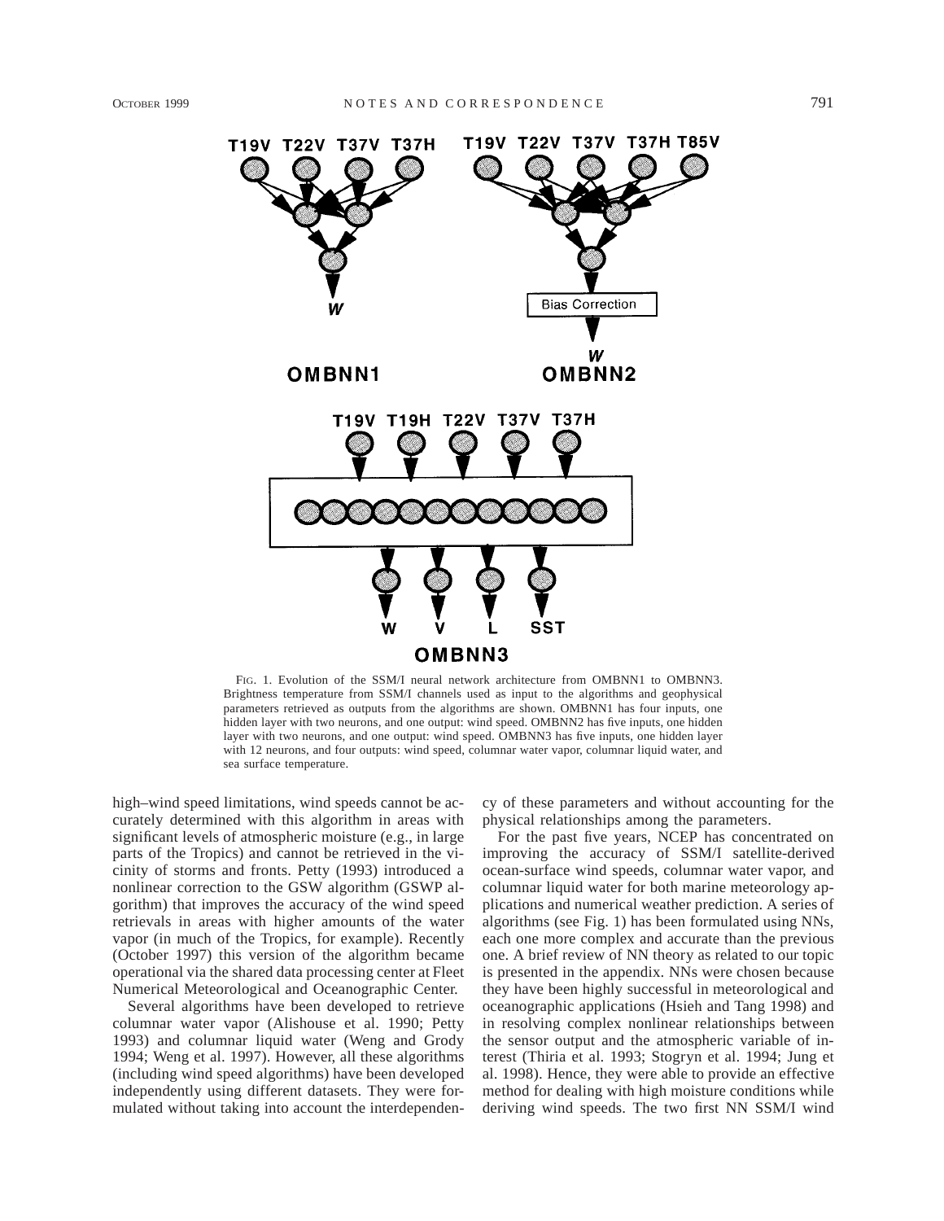FIG. 1. Evolution of the SSM/I neural network architecture from OMBNN1 to OMBNN3. Brightness temperature from SSM/I channels used as input to the algorithms and geophysical parameters retrieved as outputs from the algorithms are shown. OMBNN1 has four inputs, one hidden layer with two neurons, and one output: wind speed. OMBNN2 has five inputs, one hidden layer with two neurons, and one output: wind speed. OMBNN3 has five inputs, one hidden layer with 12 neurons, and four outputs: wind speed, columnar water vapor, columnar liquid water, and sea surface temperature.

high–wind speed limitations, wind speeds cannot be accurately determined with this algorithm in areas with significant levels of atmospheric moisture (e.g., in large parts of the Tropics) and cannot be retrieved in the vicinity of storms and fronts. Petty (1993) introduced a nonlinear correction to the GSW algorithm (GSWP algorithm) that improves the accuracy of the wind speed retrievals in areas with higher amounts of the water vapor (in much of the Tropics, for example). Recently (October 1997) this version of the algorithm became operational via the shared data processing center at Fleet Numerical Meteorological and Oceanographic Center.

Several algorithms have been developed to retrieve columnar water vapor (Alishouse et al. 1990; Petty 1993) and columnar liquid water (Weng and Grody 1994; Weng et al. 1997). However, all these algorithms (including wind speed algorithms) have been developed independently using different datasets. They were formulated without taking into account the interdependency of these parameters and without accounting for the physical relationships among the parameters.

For the past five years, NCEP has concentrated on improving the accuracy of SSM/I satellite-derived ocean-surface wind speeds, columnar water vapor, and columnar liquid water for both marine meteorology applications and numerical weather prediction. A series of algorithms (see Fig. 1) has been formulated using NNs, each one more complex and accurate than the previous one. A brief review of NN theory as related to our topic is presented in the appendix. NNs were chosen because they have been highly successful in meteorological and oceanographic applications (Hsieh and Tang 1998) and in resolving complex nonlinear relationships between the sensor output and the atmospheric variable of interest (Thiria et al. 1993; Stogryn et al. 1994; Jung et al. 1998). Hence, they were able to provide an effective method for dealing with high moisture conditions while deriving wind speeds. The two first NN SSM/I wind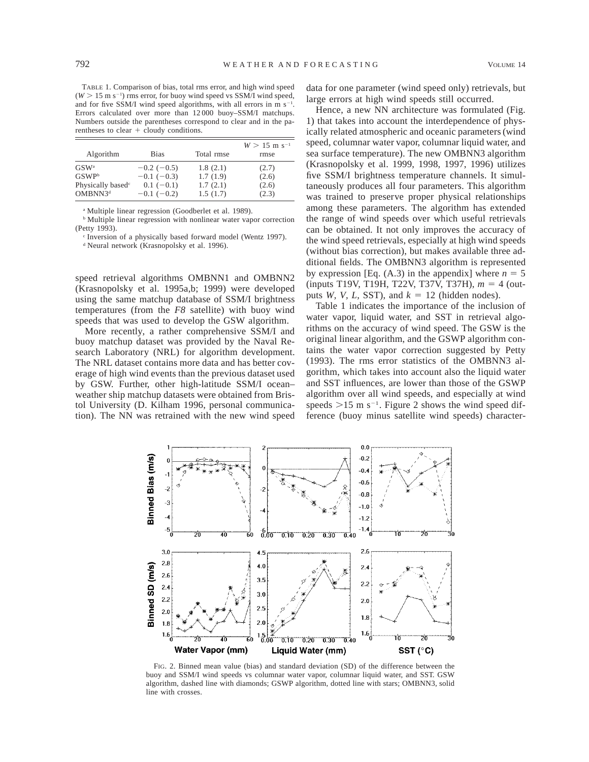TABLE 1. Comparison of bias, total rms error, and high wind speed ($W > 15$ m s$^{-1}$) rms error, for buoy wind speed vs SSM/I wind speed, and for five SSM/I wind speed algorithms, with all errors in m s$^{-1}$. Errors calculated over more than 12 000 buoy–SSM/I matchups. Numbers outside the parentheses correspond to clear and in the parentheses to clear + cloudy conditions.

| Algorithm | Bias | Total rmse | $W > 15$ m s$^{-1}$ rmse |
|---|---|---|---|
| GSW[a] | −0.2 (−0.5) | 1.8 (2.1) | (2.7) |
| GSWP[b] | −0.1 (−0.3) | 1.7 (1.9) | (2.6) |
| Physically based[c] | 0.1 (−0.1) | 1.7 (2.1) | (2.6) |
| OMBNN3[d] | −0.1 (−0.2) | 1.5 (1.7) | (2.3) |

[a] Multiple linear regression (Goodberlet et al. 1989).
[b] Multiple linear regression with nonlinear water vapor correction (Petty 1993).
[c] Inversion of a physically based forward model (Wentz 1997).
[d] Neural network (Krasnopolsky et al. 1996).

speed retrieval algorithms OMBNN1 and OMBNN2 (Krasnopolsky et al. 1995a,b; 1999) were developed using the same matchup database of SSM/I brightness temperatures (from the *F8* satellite) with buoy wind speeds that was used to develop the GSW algorithm.

More recently, a rather comprehensive SSM/I and buoy matchup dataset was provided by the Naval Research Laboratory (NRL) for algorithm development. The NRL dataset contains more data and has better coverage of high wind events than the previous dataset used by GSW. Further, other high-latitude SSM/I ocean–weather ship matchup datasets were obtained from Bristol University (D. Kilham 1996, personal communication). The NN was retrained with the new wind speed data for one parameter (wind speed only) retrievals, but large errors at high wind speeds still occurred.

Hence, a new NN architecture was formulated (Fig. 1) that takes into account the interdependence of physically related atmospheric and oceanic parameters (wind speed, columnar water vapor, columnar liquid water, and sea surface temperature). The new OMBNN3 algorithm (Krasnopolsky et al. 1999, 1998, 1997, 1996) utilizes five SSM/I brightness temperature channels. It simultaneously produces all four parameters. This algorithm was trained to preserve proper physical relationships among these parameters. The algorithm has extended the range of wind speeds over which useful retrievals can be obtained. It not only improves the accuracy of the wind speed retrievals, especially at high wind speeds (without bias correction), but makes available three additional fields. The OMBNN3 algorithm is represented by expression [Eq. (A.3) in the appendix] where $n = 5$ (inputs T19V, T19H, T22V, T37V, T37H), $m = 4$ (outputs $W$, $V$, $L$, SST), and $k = 12$ (hidden nodes).

Table 1 indicates the importance of the inclusion of water vapor, liquid water, and SST in retrieval algorithms on the accuracy of wind speed. The GSW is the original linear algorithm, and the GSWP algorithm contains the water vapor correction suggested by Petty (1993). The rms error statistics of the OMBNN3 algorithm, which takes into account also the liquid water and SST influences, are lower than those of the GSWP algorithm over all wind speeds, and especially at wind speeds >15 m s$^{-1}$. Figure 2 shows the wind speed difference (buoy minus satellite wind speeds) character-

FIG. 2. Binned mean value (bias) and standard deviation (SD) of the difference between the buoy and SSM/I wind speeds vs columnar water vapor, columnar liquid water, and SST. GSW algorithm, dashed line with diamonds; GSWP algorithm, dotted line with stars; OMBNN3, solid line with crosses.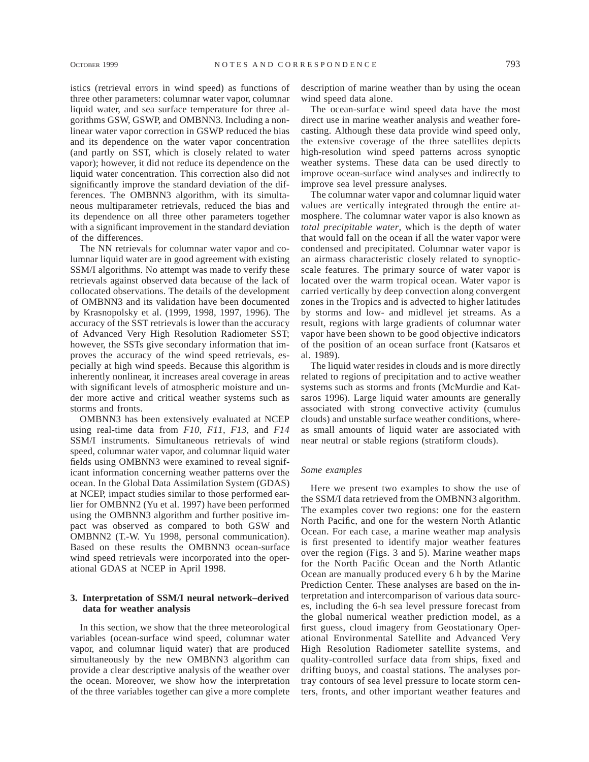istics (retrieval errors in wind speed) as functions of three other parameters: columnar water vapor, columnar liquid water, and sea surface temperature for three algorithms GSW, GSWP, and OMBNN3. Including a nonlinear water vapor correction in GSWP reduced the bias and its dependence on the water vapor concentration (and partly on SST, which is closely related to water vapor); however, it did not reduce its dependence on the liquid water concentration. This correction also did not significantly improve the standard deviation of the differences. The OMBNN3 algorithm, with its simultaneous multiparameter retrievals, reduced the bias and its dependence on all three other parameters together with a significant improvement in the standard deviation of the differences.

The NN retrievals for columnar water vapor and columnar liquid water are in good agreement with existing SSM/I algorithms. No attempt was made to verify these retrievals against observed data because of the lack of collocated observations. The details of the development of OMBNN3 and its validation have been documented by Krasnopolsky et al. (1999, 1998, 1997, 1996). The accuracy of the SST retrievals is lower than the accuracy of Advanced Very High Resolution Radiometer SST; however, the SSTs give secondary information that improves the accuracy of the wind speed retrievals, especially at high wind speeds. Because this algorithm is inherently nonlinear, it increases areal coverage in areas with significant levels of atmospheric moisture and under more active and critical weather systems such as storms and fronts.

OMBNN3 has been extensively evaluated at NCEP using real-time data from *F10, F11, F13,* and *F14* SSM/I instruments. Simultaneous retrievals of wind speed, columnar water vapor, and columnar liquid water fields using OMBNN3 were examined to reveal significant information concerning weather patterns over the ocean. In the Global Data Assimilation System (GDAS) at NCEP, impact studies similar to those performed earlier for OMBNN2 (Yu et al. 1997) have been performed using the OMBNN3 algorithm and further positive impact was observed as compared to both GSW and OMBNN2 (T.-W. Yu 1998, personal communication). Based on these results the OMBNN3 ocean-surface wind speed retrievals were incorporated into the operational GDAS at NCEP in April 1998.

## 3. Interpretation of SSM/I neural network–derived data for weather analysis

In this section, we show that the three meteorological variables (ocean-surface wind speed, columnar water vapor, and columnar liquid water) that are produced simultaneously by the new OMBNN3 algorithm can provide a clear descriptive analysis of the weather over the ocean. Moreover, we show how the interpretation of the three variables together can give a more complete description of marine weather than by using the ocean wind speed data alone.

The ocean-surface wind speed data have the most direct use in marine weather analysis and weather forecasting. Although these data provide wind speed only, the extensive coverage of the three satellites depicts high-resolution wind speed patterns across synoptic weather systems. These data can be used directly to improve ocean-surface wind analyses and indirectly to improve sea level pressure analyses.

The columnar water vapor and columnar liquid water values are vertically integrated through the entire atmosphere. The columnar water vapor is also known as *total precipitable water*, which is the depth of water that would fall on the ocean if all the water vapor were condensed and precipitated. Columnar water vapor is an airmass characteristic closely related to synoptic-scale features. The primary source of water vapor is located over the warm tropical ocean. Water vapor is carried vertically by deep convection along convergent zones in the Tropics and is advected to higher latitudes by storms and low- and midlevel jet streams. As a result, regions with large gradients of columnar water vapor have been shown to be good objective indicators of the position of an ocean surface front (Katsaros et al. 1989).

The liquid water resides in clouds and is more directly related to regions of precipitation and to active weather systems such as storms and fronts (McMurdie and Katsaros 1996). Large liquid water amounts are generally associated with strong convective activity (cumulus clouds) and unstable surface weather conditions, whereas small amounts of liquid water are associated with near neutral or stable regions (stratiform clouds).

### *Some examples*

Here we present two examples to show the use of the SSM/I data retrieved from the OMBNN3 algorithm. The examples cover two regions: one for the eastern North Pacific, and one for the western North Atlantic Ocean. For each case, a marine weather map analysis is first presented to identify major weather features over the region (Figs. 3 and 5). Marine weather maps for the North Pacific Ocean and the North Atlantic Ocean are manually produced every 6 h by the Marine Prediction Center. These analyses are based on the interpretation and intercomparison of various data sources, including the 6-h sea level pressure forecast from the global numerical weather prediction model, as a first guess, cloud imagery from Geostationary Operational Environmental Satellite and Advanced Very High Resolution Radiometer satellite systems, and quality-controlled surface data from ships, fixed and drifting buoys, and coastal stations. The analyses portray contours of sea level pressure to locate storm centers, fronts, and other important weather features and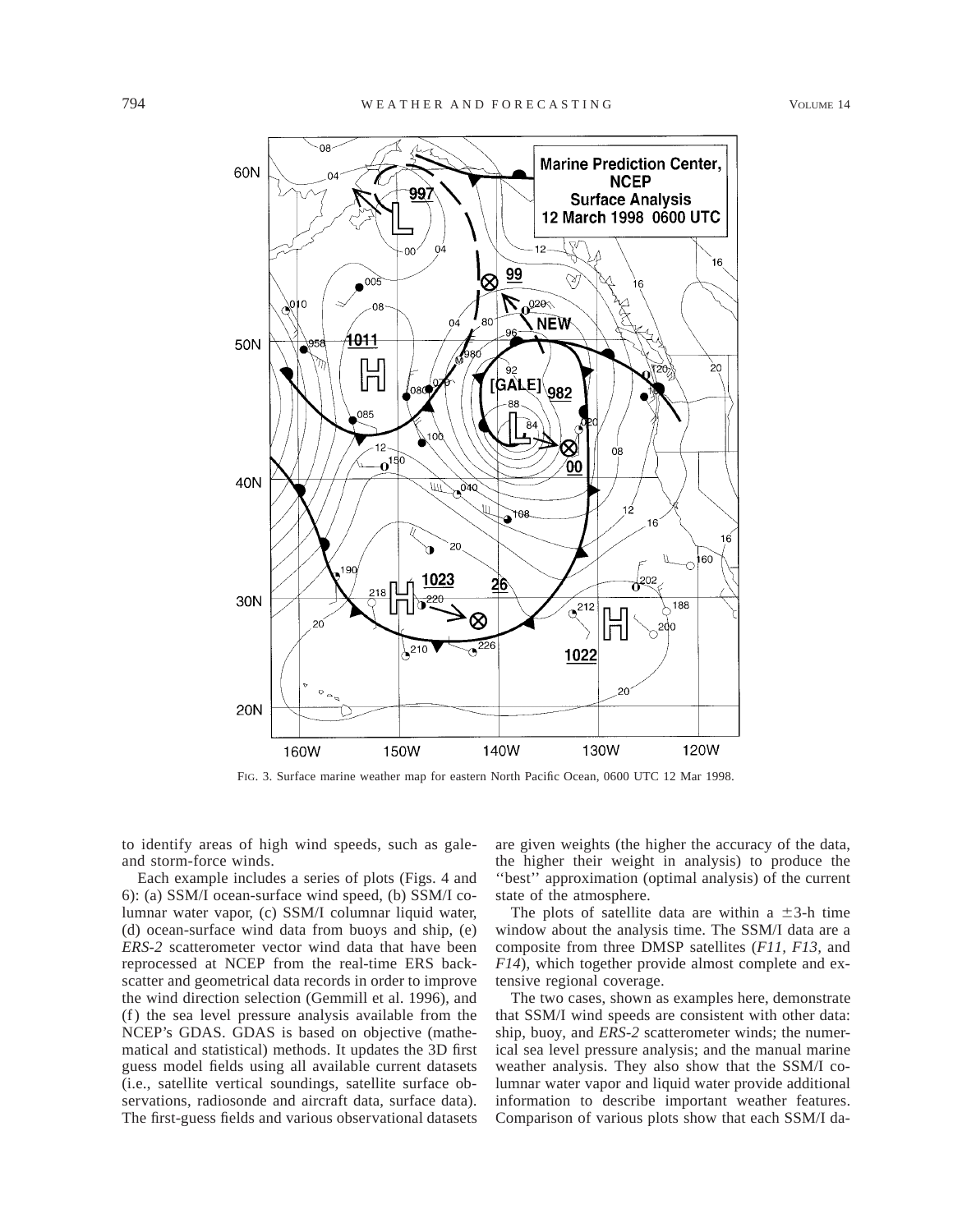FIG. 3. Surface marine weather map for eastern North Pacific Ocean, 0600 UTC 12 Mar 1998.

to identify areas of high wind speeds, such as gale- and storm-force winds.

Each example includes a series of plots (Figs. 4 and 6): (a) SSM/I ocean-surface wind speed, (b) SSM/I columnar water vapor, (c) SSM/I columnar liquid water, (d) ocean-surface wind data from buoys and ship, (e) *ERS-2* scatterometer vector wind data that have been reprocessed at NCEP from the real-time ERS backscatter and geometrical data records in order to improve the wind direction selection (Gemmill et al. 1996), and (f) the sea level pressure analysis available from the NCEP's GDAS. GDAS is based on objective (mathematical and statistical) methods. It updates the 3D first guess model fields using all available current datasets (i.e., satellite vertical soundings, satellite surface observations, radiosonde and aircraft data, surface data). The first-guess fields and various observational datasets are given weights (the higher the accuracy of the data, the higher their weight in analysis) to produce the "best" approximation (optimal analysis) of the current state of the atmosphere.

The plots of satellite data are within a $\pm 3$-h time window about the analysis time. The SSM/I data are a composite from three DMSP satellites (*F11*, *F13*, and *F14*), which together provide almost complete and extensive regional coverage.

The two cases, shown as examples here, demonstrate that SSM/I wind speeds are consistent with other data: ship, buoy, and *ERS-2* scatterometer winds; the numerical sea level pressure analysis; and the manual marine weather analysis. They also show that the SSM/I columnar water vapor and liquid water provide additional information to describe important weather features. Comparison of various plots show that each SSM/I da-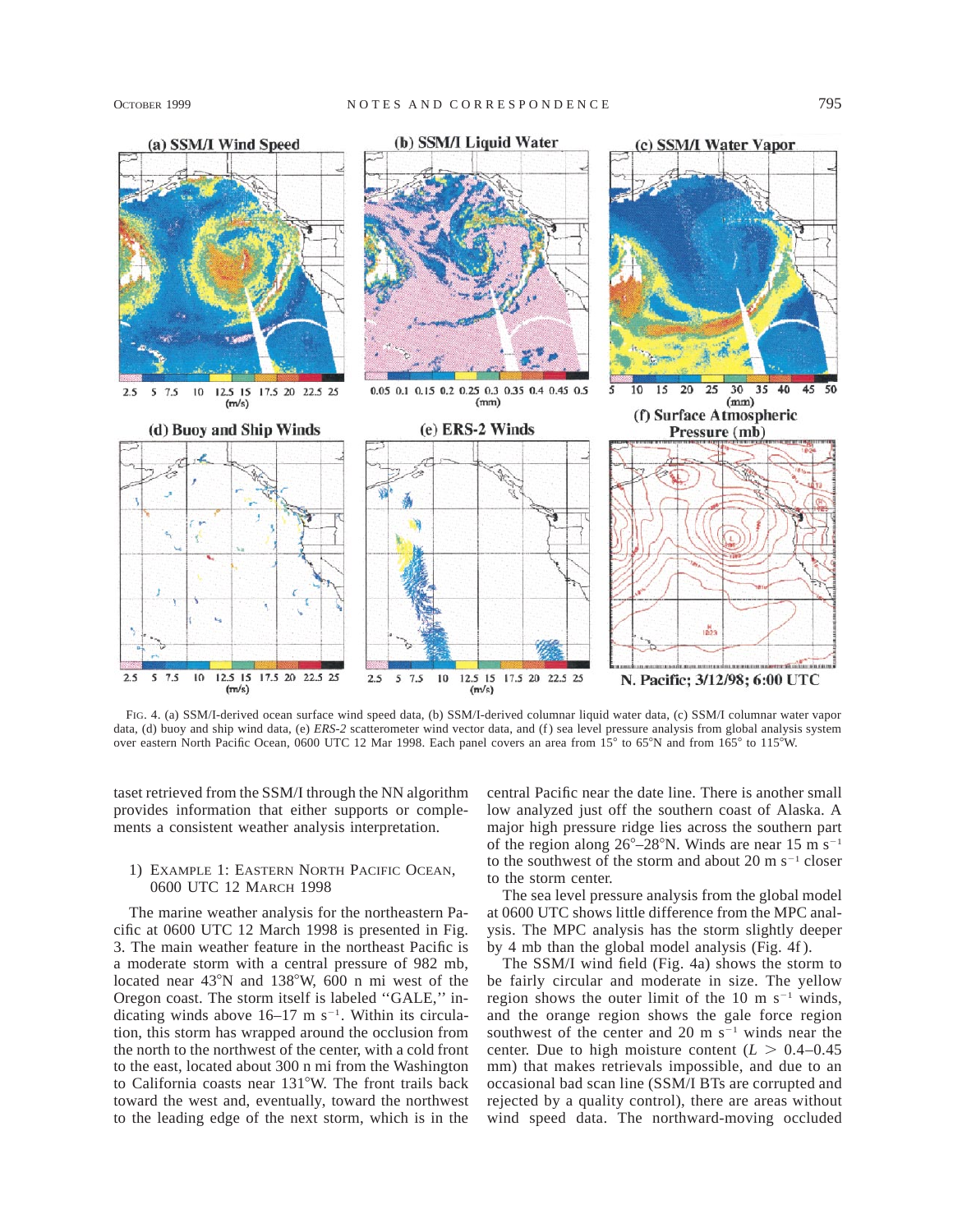FIG. 4. (a) SSM/I-derived ocean surface wind speed data, (b) SSM/I-derived columnar liquid water data, (c) SSM/I columnar water vapor data, (d) buoy and ship wind data, (e) *ERS-2* scatterometer wind vector data, and (f) sea level pressure analysis from global analysis system over eastern North Pacific Ocean, 0600 UTC 12 Mar 1998. Each panel covers an area from 15° to 65°N and from 165° to 115°W.

taset retrieved from the SSM/I through the NN algorithm provides information that either supports or complements a consistent weather analysis interpretation.

#### 1) Example 1: Eastern North Pacific Ocean, 0600 UTC 12 March 1998

The marine weather analysis for the northeastern Pacific at 0600 UTC 12 March 1998 is presented in Fig. 3. The main weather feature in the northeast Pacific is a moderate storm with a central pressure of 982 mb, located near 43°N and 138°W, 600 n mi west of the Oregon coast. The storm itself is labeled "GALE," indicating winds above 16–17 m s$^{-1}$. Within its circulation, this storm has wrapped around the occlusion from the north to the northwest of the center, with a cold front to the east, located about 300 n mi from the Washington to California coasts near 131°W. The front trails back toward the west and, eventually, toward the northwest to the leading edge of the next storm, which is in the central Pacific near the date line. There is another small low analyzed just off the southern coast of Alaska. A major high pressure ridge lies across the southern part of the region along 26°–28°N. Winds are near 15 m s$^{-1}$ to the southwest of the storm and about 20 m s$^{-1}$ closer to the storm center.

The sea level pressure analysis from the global model at 0600 UTC shows little difference from the MPC analysis. The MPC analysis has the storm slightly deeper by 4 mb than the global model analysis (Fig. 4f).

The SSM/I wind field (Fig. 4a) shows the storm to be fairly circular and moderate in size. The yellow region shows the outer limit of the 10 m s$^{-1}$ winds, and the orange region shows the gale force region southwest of the center and 20 m s$^{-1}$ winds near the center. Due to high moisture content ($L > 0.4$–$0.45$ mm) that makes retrievals impossible, and due to an occasional bad scan line (SSM/I BTs are corrupted and rejected by a quality control), there are areas without wind speed data. The northward-moving occluded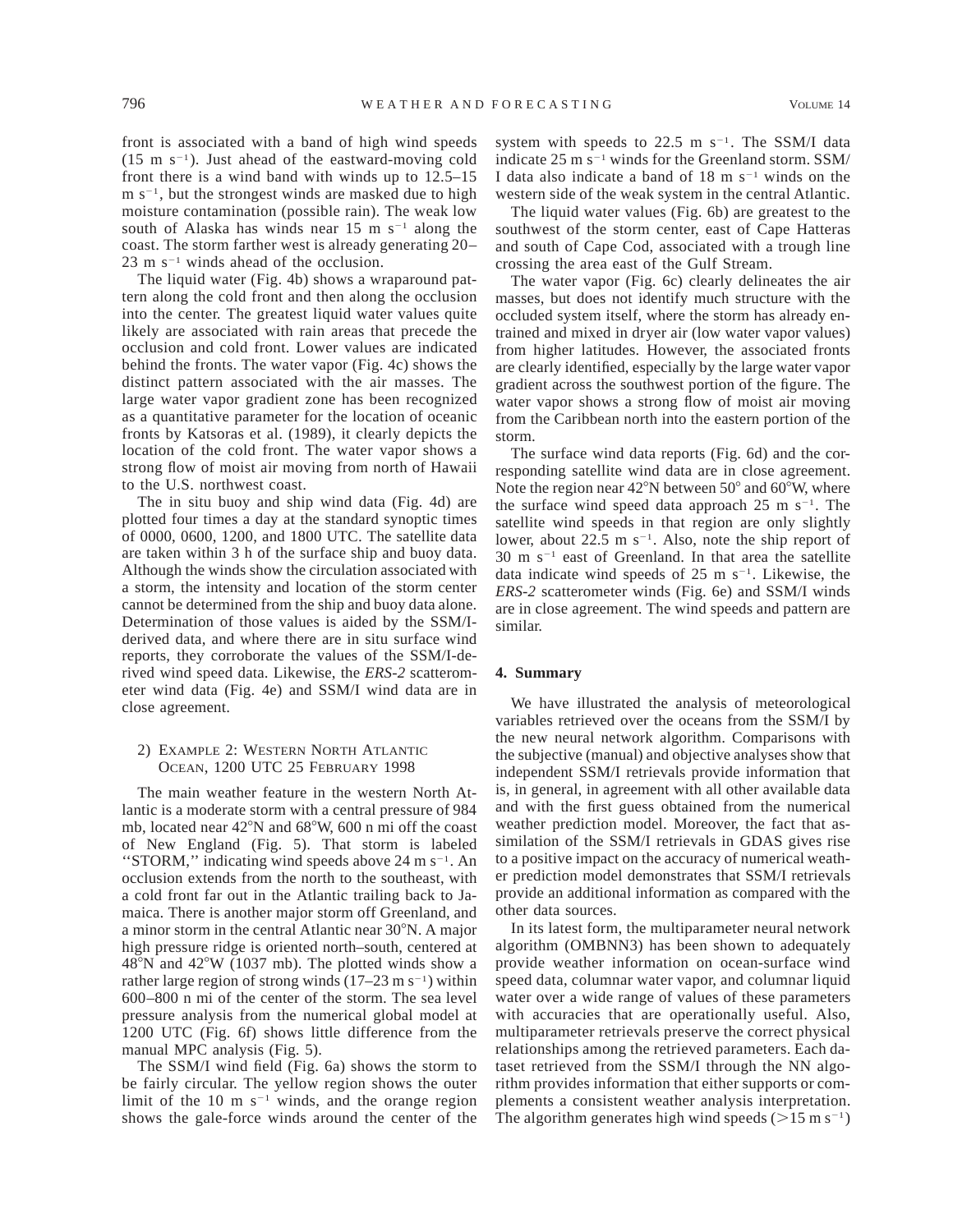front is associated with a band of high wind speeds (15 m s$^{-1}$). Just ahead of the eastward-moving cold front there is a wind band with winds up to 12.5–15 m s$^{-1}$, but the strongest winds are masked due to high moisture contamination (possible rain). The weak low south of Alaska has winds near 15 m s$^{-1}$ along the coast. The storm farther west is already generating 20–23 m s$^{-1}$ winds ahead of the occlusion.

The liquid water (Fig. 4b) shows a wraparound pattern along the cold front and then along the occlusion into the center. The greatest liquid water values quite likely are associated with rain areas that precede the occlusion and cold front. Lower values are indicated behind the fronts. The water vapor (Fig. 4c) shows the distinct pattern associated with the air masses. The large water vapor gradient zone has been recognized as a quantitative parameter for the location of oceanic fronts by Katsoras et al. (1989), it clearly depicts the location of the cold front. The water vapor shows a strong flow of moist air moving from north of Hawaii to the U.S. northwest coast.

The in situ buoy and ship wind data (Fig. 4d) are plotted four times a day at the standard synoptic times of 0000, 0600, 1200, and 1800 UTC. The satellite data are taken within 3 h of the surface ship and buoy data. Although the winds show the circulation associated with a storm, the intensity and location of the storm center cannot be determined from the ship and buoy data alone. Determination of those values is aided by the SSM/I-derived data, and where there are in situ surface wind reports, they corroborate the values of the SSM/I-derived wind speed data. Likewise, the *ERS-2* scatterometer wind data (Fig. 4e) and SSM/I wind data are in close agreement.

#### 2) Example 2: Western North Atlantic Ocean, 1200 UTC 25 February 1998

The main weather feature in the western North Atlantic is a moderate storm with a central pressure of 984 mb, located near 42°N and 68°W, 600 n mi off the coast of New England (Fig. 5). That storm is labeled "STORM," indicating wind speeds above 24 m s$^{-1}$. An occlusion extends from the north to the southeast, with a cold front far out in the Atlantic trailing back to Jamaica. There is another major storm off Greenland, and a minor storm in the central Atlantic near 30°N. A major high pressure ridge is oriented north–south, centered at 48°N and 42°W (1037 mb). The plotted winds show a rather large region of strong winds (17–23 m s$^{-1}$) within 600–800 n mi of the center of the storm. The sea level pressure analysis from the numerical global model at 1200 UTC (Fig. 6f) shows little difference from the manual MPC analysis (Fig. 5).

The SSM/I wind field (Fig. 6a) shows the storm to be fairly circular. The yellow region shows the outer limit of the 10 m s$^{-1}$ winds, and the orange region shows the gale-force winds around the center of the system with speeds to 22.5 m s$^{-1}$. The SSM/I data indicate 25 m s$^{-1}$ winds for the Greenland storm. SSM/I data also indicate a band of 18 m s$^{-1}$ winds on the western side of the weak system in the central Atlantic.

The liquid water values (Fig. 6b) are greatest to the southwest of the storm center, east of Cape Hatteras and south of Cape Cod, associated with a trough line crossing the area east of the Gulf Stream.

The water vapor (Fig. 6c) clearly delineates the air masses, but does not identify much structure with the occluded system itself, where the storm has already entrained and mixed in dryer air (low water vapor values) from higher latitudes. However, the associated fronts are clearly identified, especially by the large water vapor gradient across the southwest portion of the figure. The water vapor shows a strong flow of moist air moving from the Caribbean north into the eastern portion of the storm.

The surface wind data reports (Fig. 6d) and the corresponding satellite wind data are in close agreement. Note the region near 42°N between 50° and 60°W, where the surface wind speed data approach 25 m s$^{-1}$. The satellite wind speeds in that region are only slightly lower, about 22.5 m s$^{-1}$. Also, note the ship report of 30 m s$^{-1}$ east of Greenland. In that area the satellite data indicate wind speeds of 25 m s$^{-1}$. Likewise, the *ERS-2* scatterometer winds (Fig. 6e) and SSM/I winds are in close agreement. The wind speeds and pattern are similar.

## 4. Summary

We have illustrated the analysis of meteorological variables retrieved over the oceans from the SSM/I by the new neural network algorithm. Comparisons with the subjective (manual) and objective analyses show that independent SSM/I retrievals provide information that is, in general, in agreement with all other available data and with the first guess obtained from the numerical weather prediction model. Moreover, the fact that assimilation of the SSM/I retrievals in GDAS gives rise to a positive impact on the accuracy of numerical weather prediction model demonstrates that SSM/I retrievals provide an additional information as compared with the other data sources.

In its latest form, the multiparameter neural network algorithm (OMBNN3) has been shown to adequately provide weather information on ocean-surface wind speed data, columnar water vapor, and columnar liquid water over a wide range of values of these parameters with accuracies that are operationally useful. Also, multiparameter retrievals preserve the correct physical relationships among the retrieved parameters. Each dataset retrieved from the SSM/I through the NN algorithm provides information that either supports or complements a consistent weather analysis interpretation. The algorithm generates high wind speeds (>15 m s$^{-1}$)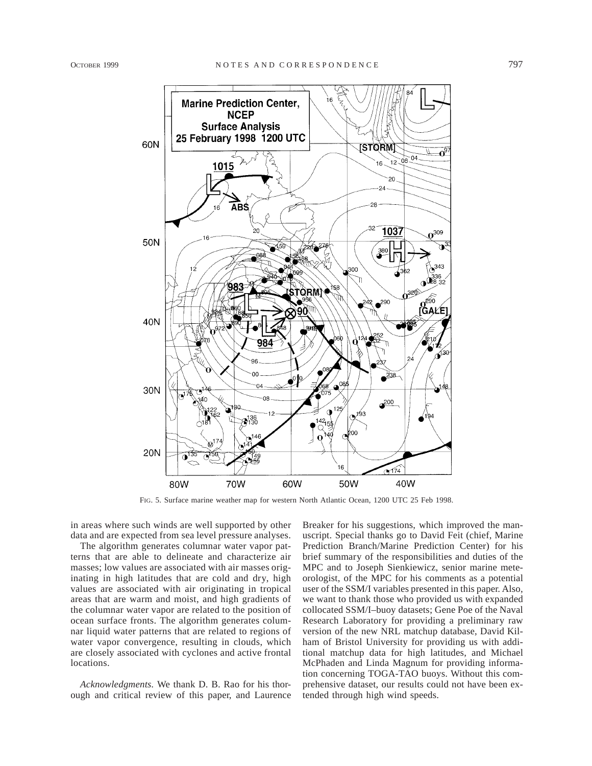FIG. 5. Surface marine weather map for western North Atlantic Ocean, 1200 UTC 25 Feb 1998.

in areas where such winds are well supported by other data and are expected from sea level pressure analyses.

The algorithm generates columnar water vapor patterns that are able to delineate and characterize air masses; low values are associated with air masses originating in high latitudes that are cold and dry, high values are associated with air originating in tropical areas that are warm and moist, and high gradients of the columnar water vapor are related to the position of ocean surface fronts. The algorithm generates columnar liquid water patterns that are related to regions of water vapor convergence, resulting in clouds, which are closely associated with cyclones and active frontal locations.

*Acknowledgments.* We thank D. B. Rao for his thorough and critical review of this paper, and Laurence Breaker for his suggestions, which improved the manuscript. Special thanks go to David Feit (chief, Marine Prediction Branch/Marine Prediction Center) for his brief summary of the responsibilities and duties of the MPC and to Joseph Sienkiewicz, senior marine meteorologist, of the MPC for his comments as a potential user of the SSM/I variables presented in this paper. Also, we want to thank those who provided us with expanded collocated SSM/I–buoy datasets; Gene Poe of the Naval Research Laboratory for providing a preliminary raw version of the new NRL matchup database, David Kilham of Bristol University for providing us with additional matchup data for high latitudes, and Michael McPhaden and Linda Magnum for providing information concerning TOGA-TAO buoys. Without this comprehensive dataset, our results could not have been extended through high wind speeds.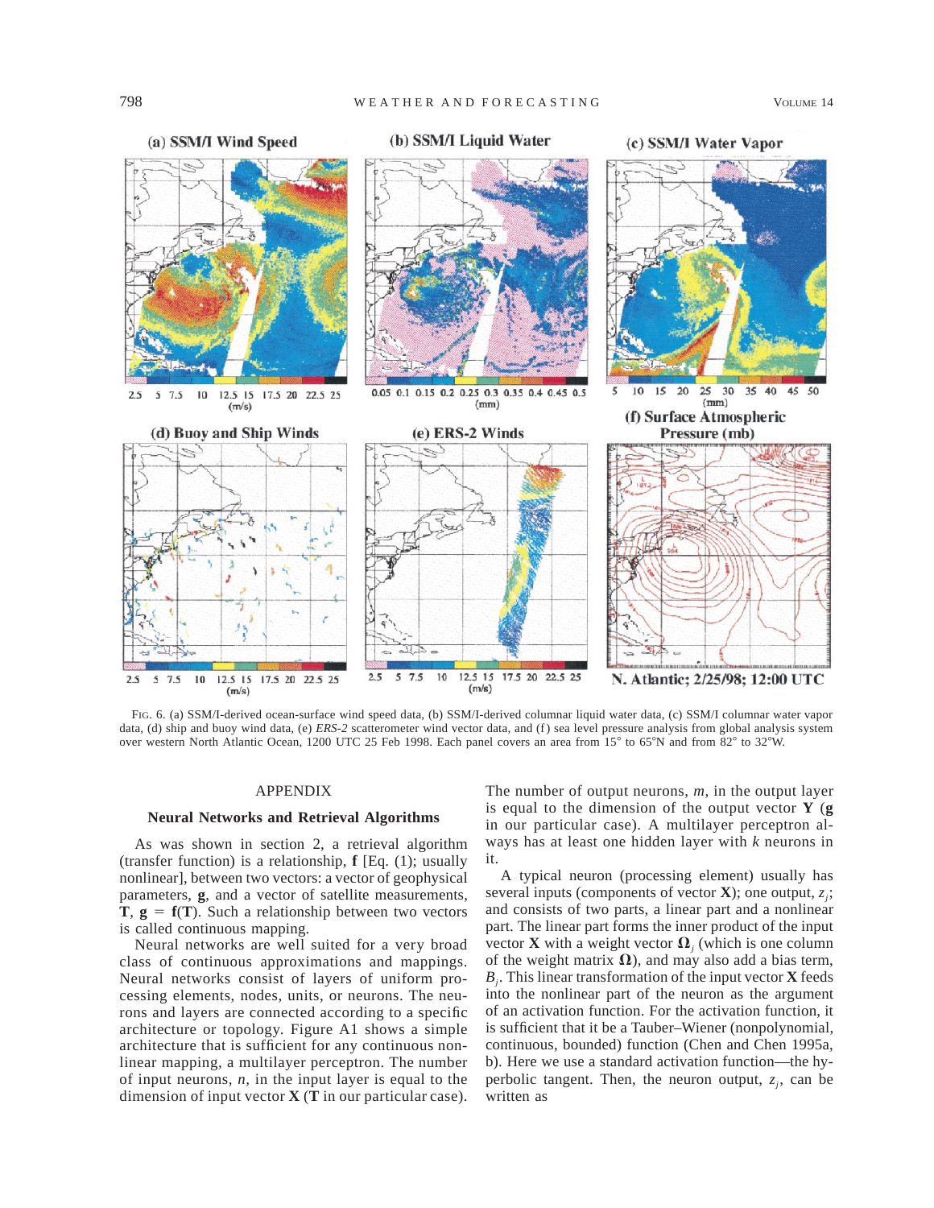FIG. 6. (a) SSM/I-derived ocean-surface wind speed data, (b) SSM/I-derived columnar liquid water data, (c) SSM/I columnar water vapor data, (d) ship and buoy wind data, (e) *ERS-2* scatterometer wind vector data, and (f) sea level pressure analysis from global analysis system over western North Atlantic Ocean, 1200 UTC 25 Feb 1998. Each panel covers an area from 15° to 65°N and from 82° to 32°W.

## APPENDIX

### Neural Networks and Retrieval Algorithms

As was shown in section 2, a retrieval algorithm (transfer function) is a relationship, **f** [Eq. (1); usually nonlinear], between two vectors: a vector of geophysical parameters, **g**, and a vector of satellite measurements, **T**, $\mathbf{g} = \mathbf{f}(\mathbf{T})$. Such a relationship between two vectors is called continuous mapping.

Neural networks are well suited for a very broad class of continuous approximations and mappings. Neural networks consist of layers of uniform processing elements, nodes, units, or neurons. The neurons and layers are connected according to a specific architecture or topology. Figure A1 shows a simple architecture that is sufficient for any continuous nonlinear mapping, a multilayer perceptron. The number of input neurons, $n$, in the input layer is equal to the dimension of input vector **X** (**T** in our particular case). The number of output neurons, $m$, in the output layer is equal to the dimension of the output vector **Y** (**g** in our particular case). A multilayer perceptron always has at least one hidden layer with $k$ neurons in it.

A typical neuron (processing element) usually has several inputs (components of vector **X**); one output, $z_j$; and consists of two parts, a linear part and a nonlinear part. The linear part forms the inner product of the input vector **X** with a weight vector $\mathbf{\Omega}_j$ (which is one column of the weight matrix $\mathbf{\Omega}$), and may also add a bias term, $B_j$. This linear transformation of the input vector **X** feeds into the nonlinear part of the neuron as the argument of an activation function. For the activation function, it is sufficient that it be a Tauber–Wiener (nonpolynomial, continuous, bounded) function (Chen and Chen 1995a, b). Here we use a standard activation function—the hyperbolic tangent. Then, the neuron output, $z_j$, can be written as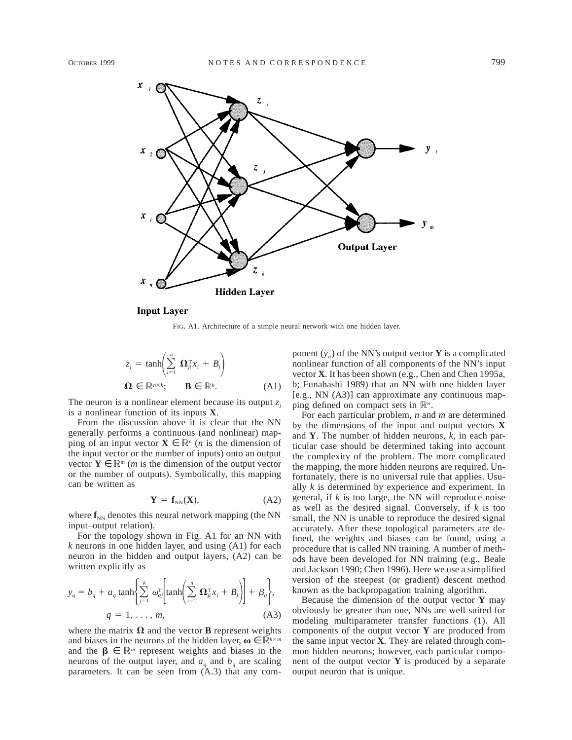FIG. A1. Architecture of a simple neural network with one hidden layer.

$$z_j = \tanh\left(\sum_{i=1}^{n} \mathbf{\Omega}_{ji}^{\mathrm{T}} x_i + B_j\right)$$

$$\mathbf{\Omega} \in \mathbb{R}^{n\times k}; \qquad \mathbf{B} \in \mathbb{R}^{k}. \tag{A1}$$

The neuron is a nonlinear element because its output $z_j$ is a nonlinear function of its inputs $\mathbf{X}$.

From the discussion above it is clear that the NN generally performs a continuous (and nonlinear) mapping of an input vector $\mathbf{X} \in \mathbb{R}^n$ ($n$ is the dimension of the input vector or the number of inputs) onto an output vector $\mathbf{Y} \in \mathbb{R}^m$ ($m$ is the dimension of the output vector or the number of outputs). Symbolically, this mapping can be written as

$$\mathbf{Y} = \mathbf{f}_{\mathrm{NN}}(\mathbf{X}), \tag{A2}$$

where $\mathbf{f}_{\mathrm{NN}}$ denotes this neural network mapping (the NN input–output relation).

For the topology shown in Fig. A1 for an NN with $k$ neurons in one hidden layer, and using (A1) for each neuron in the hidden and output layers, (A2) can be written explicitly as

$$y_q = b_q + a_q \tanh\left\{\sum_{j=1}^{k} \omega_{qj}^{\mathrm{T}}\left[\tanh\left(\sum_{i=1}^{n} \mathbf{\Omega}_{ji}^{\mathrm{T}} x_i + B_j\right)\right] + \beta_q\right\},$$

$$q = 1, \ldots, m, \tag{A3}$$

where the matrix $\mathbf{\Omega}$ and the vector $\mathbf{B}$ represent weights and biases in the neurons of the hidden layer, $\boldsymbol{\omega} \in \mathbb{R}^{k\times m}$ and the $\boldsymbol{\beta} \in \mathbb{R}^m$ represent weights and biases in the neurons of the output layer, and $a_q$ and $b_q$ are scaling parameters. It can be seen from (A.3) that any component ($y_q$) of the NN's output vector $\mathbf{Y}$ is a complicated nonlinear function of all components of the NN's input vector $\mathbf{X}$. It has been shown (e.g., Chen and Chen 1995a, b; Funahashi 1989) that an NN with one hidden layer [e.g., NN (A3)] can approximate any continuous mapping defined on compact sets in $\mathbb{R}^n$.

For each particular problem, $n$ and $m$ are determined by the dimensions of the input and output vectors $\mathbf{X}$ and $\mathbf{Y}$. The number of hidden neurons, $k$, in each particular case should be determined taking into account the complexity of the problem. The more complicated the mapping, the more hidden neurons are required. Unfortunately, there is no universal rule that applies. Usually $k$ is determined by experience and experiment. In general, if $k$ is too large, the NN will reproduce noise as well as the desired signal. Conversely, if $k$ is too small, the NN is unable to reproduce the desired signal accurately. After these topological parameters are defined, the weights and biases can be found, using a procedure that is called NN training. A number of methods have been developed for NN training (e.g., Beale and Jackson 1990; Chen 1996). Here we use a simplified version of the steepest (or gradient) descent method known as the backpropagation training algorithm.

Because the dimension of the output vector $\mathbf{Y}$ may obviously be greater than one, NNs are well suited for modeling multiparameter transfer functions (1). All components of the output vector $\mathbf{Y}$ are produced from the same input vector $\mathbf{X}$. They are related through common hidden neurons; however, each particular component of the output vector $\mathbf{Y}$ is produced by a separate output neuron that is unique.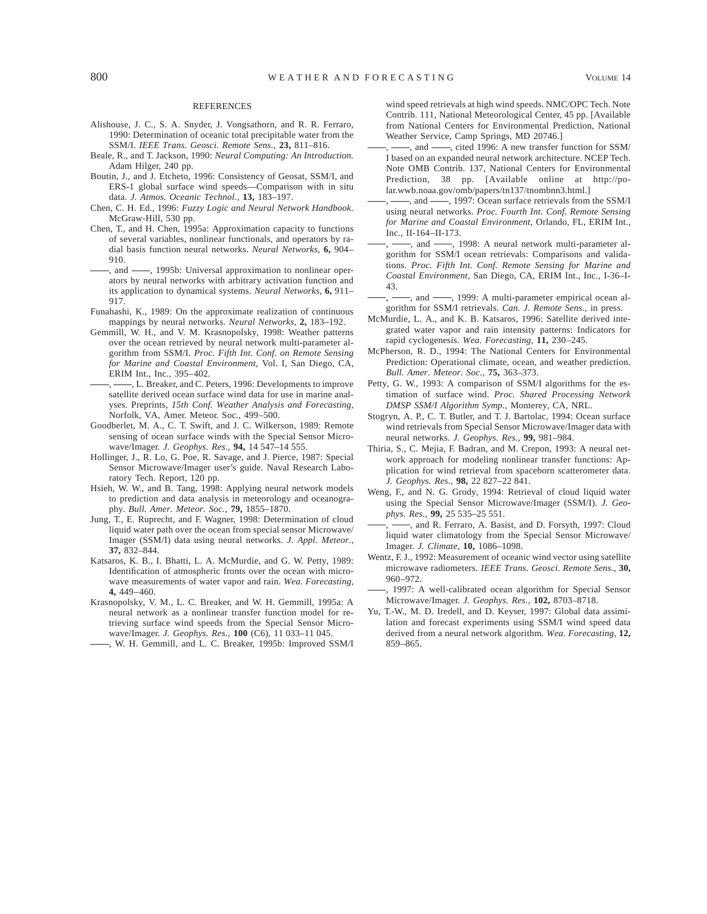## REFERENCES

Alishouse, J. C., S. A. Snyder, J. Vongsathorn, and R. R. Ferraro, 1990: Determination of oceanic total precipitable water from the SSM/I. *IEEE Trans. Geosci. Remote Sens.,* **23,** 811–816.

Beale, R., and T. Jackson, 1990: *Neural Computing: An Introduction.* Adam Hilger, 240 pp.

Boutin, J., and J. Etcheto, 1996: Consistency of Geosat, SSM/I, and ERS-1 global surface wind speeds—Comparison with in situ data. *J. Atmos. Oceanic Technol.,* **13,** 183–197.

Chen, C. H. Ed., 1996: *Fuzzy Logic and Neural Network Handbook.* McGraw-Hill, 530 pp.

Chen, T., and H. Chen, 1995a: Approximation capacity to functions of several variables, nonlinear functionals, and operators by radial basis function neural networks. *Neural Networks,* **6,** 904–910.

——, and ——, 1995b: Universal approximation to nonlinear operators by neural networks with arbitrary activation function and its application to dynamical systems. *Neural Networks,* **6,** 911–917.

Funahashi, K., 1989: On the approximate realization of continuous mappings by neural networks. *Neural Networks,* **2,** 183–192.

Gemmill, W. H., and V. M. Krasnopolsky, 1998: Weather patterns over the ocean retrieved by neural network multi-parameter algorithm from SSM/I. *Proc. Fifth Int. Conf. on Remote Sensing for Marine and Coastal Environment,* Vol. I, San Diego, CA, ERIM Int., Inc., 395–402.

——, ——, L. Breaker, and C. Peters, 1996: Developments to improve satellite derived ocean surface wind data for use in marine analyses. Preprints, *15th Conf. Weather Analysis and Forecasting,* Norfolk, VA, Amer. Meteor. Soc., 499–500.

Goodberlet, M. A., C. T. Swift, and J. C. Wilkerson, 1989: Remote sensing of ocean surface winds with the Special Sensor Microwave/Imager. *J. Geophys. Res.,* **94,** 14 547–14 555.

Hollinger, J., R. Lo, G. Poe, R. Savage, and J. Pierce, 1987: Special Sensor Microwave/Imager user's guide. Naval Research Laboratory Tech. Report, 120 pp.

Hsieh, W. W., and B. Tang, 1998: Applying neural network models to prediction and data analysis in meteorology and oceanography. *Bull. Amer. Meteor. Soc.,* **79,** 1855–1870.

Jung, T., E. Ruprecht, and F. Wagner, 1998: Determination of cloud liquid water path over the ocean from special sensor Microwave/Imager (SSM/I) data using neural networks. *J. Appl. Meteor.,* **37,** 832–844.

Katsaros, K. B., I. Bhatti, L. A. McMurdie, and G. W. Petty, 1989: Identification of atmospheric fronts over the ocean with microwave measurements of water vapor and rain. *Wea. Forecasting,* **4,** 449–460.

Krasnopolsky, V. M., L. C. Breaker, and W. H. Gemmill, 1995a: A neural network as a nonlinear transfer function model for retrieving surface wind speeds from the Special Sensor Microwave/Imager. *J. Geophys. Res.,* **100** (C6), 11 033–11 045.

——, W. H. Gemmill, and L. C. Breaker, 1995b: Improved SSM/I wind speed retrievals at high wind speeds. NMC/OPC Tech. Note Contrib. 111, National Meteorological Center, 45 pp. [Available from National Centers for Environmental Prediction, National Weather Service, Camp Springs, MD 20746.]

——, ——, and ——, cited 1996: A new transfer function for SSM/I based on an expanded neural network architecture. NCEP Tech. Note OMB Contrib. 137, National Centers for Environmental Prediction, 38 pp. [Available online at http://polar.wwb.noaa.gov/omb/papers/tn137/tnombnn3.html.]

——, ——, and ——, 1997: Ocean surface retrievals from the SSM/I using neural networks. *Proc. Fourth Int. Conf. Remote Sensing for Marine and Coastal Environment,* Orlando, FL, ERIM Int., Inc., II-164–II-173.

——, ——, and ——, 1998: A neural network multi-parameter algorithm for SSM/I ocean retrievals: Comparisons and validations. *Proc. Fifth Int. Conf. Remote Sensing for Marine and Coastal Environment,* San Diego, CA, ERIM Int., Inc., I-36–I-43.

——, ——, and ——, 1999: A multi-parameter empirical ocean algorithm for SSM/I retrievals. *Can. J. Remote Sens.,* in press.

McMurdie, L. A., and K. B. Katsaros, 1996: Satellite derived integrated water vapor and rain intensity patterns: Indicators for rapid cyclogenesis. *Wea. Forecasting,* **11,** 230–245.

McPherson, R. D., 1994: The National Centers for Environmental Prediction: Operational climate, ocean, and weather prediction. *Bull. Amer. Meteor. Soc.,* **75,** 363–373.

Petty, G. W., 1993: A comparison of SSM/I algorithms for the estimation of surface wind. *Proc. Shared Processing Network DMSP SSM/I Algorithm Symp.,* Monterey, CA, NRL.

Stogryn, A. P., C. T. Butler, and T. J. Bartolac, 1994: Ocean surface wind retrievals from Special Sensor Microwave/Imager data with neural networks. *J. Geophys. Res.,* **99,** 981–984.

Thiria, S., C. Mejia, F. Badran, and M. Crepon, 1993: A neural network approach for modeling nonlinear transfer functions: Application for wind retrieval from spaceborn scatterometer data. *J. Geophys. Res.,* **98,** 22 827–22 841.

Weng, F., and N. G. Grody, 1994: Retrieval of cloud liquid water using the Special Sensor Microwave/Imager (SSM/I). *J. Geophys. Res.,* **99,** 25 535–25 551.

——, ——, and R. Ferraro, A. Basist, and D. Forsyth, 1997: Cloud liquid water climatology from the Special Sensor Microwave/Imager. *J. Climate,* **10,** 1086–1098.

Wentz, F. J., 1992: Measurement of oceanic wind vector using satellite microwave radiometers. *IEEE Trans. Geosci. Remote Sens.,* **30,** 960–972.

——, 1997: A well-calibrated ocean algorithm for Special Sensor Microwave/Imager. *J. Geophys. Res.,* **102,** 8703–8718.

Yu, T.-W., M. D. Iredell, and D. Keyser, 1997: Global data assimilation and forecast experiments using SSM/I wind speed data derived from a neural network algorithm. *Wea. Forecasting,* **12,** 859–865.